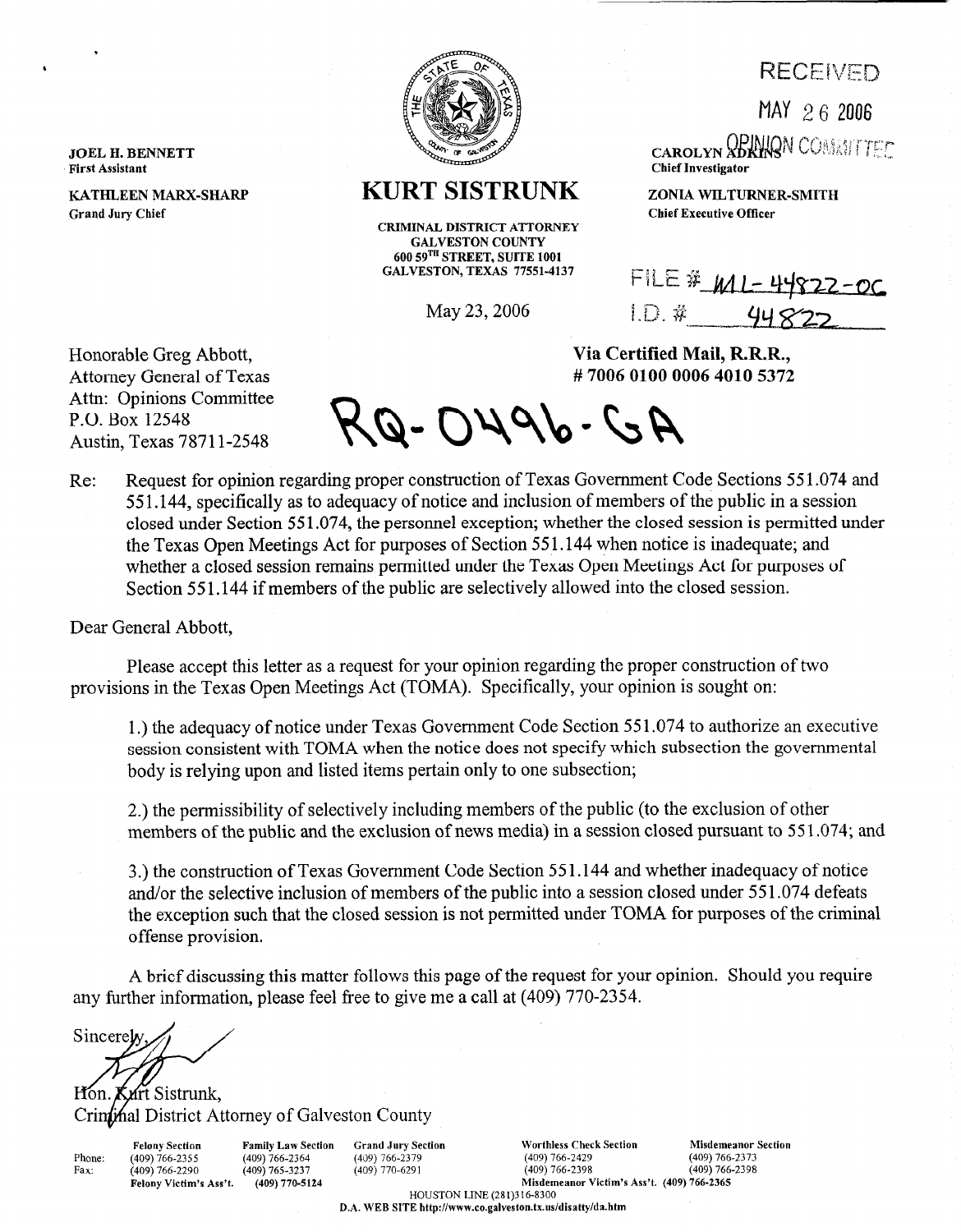JOEL H. BENNETT
First Assistant

KATHLEEN MARX-SHARP
Grand Jury Chief

# KURT SISTRUNK

CRIMINAL DISTRICT ATTORNEY
GALVESTON COUNTY
600 59TH STREET, SUITE 1001
GALVESTON, TEXAS 77551-4137

May 23, 2006

RECEIVED
MAY 26 2006
OPINION COMMITTEE

CAROLYN ADKINS
Chief Investigator

ZONIA WILTURNER-SMITH
Chief Executive Officer

FILE # ML-44822-06
I.D. # 44822

Honorable Greg Abbott,
Attorney General of Texas
Attn: Opinions Committee
P.O. Box 12548
Austin, Texas 78711-2548

**Via Certified Mail, R.R.R.,**
**# 7006 0100 0006 4010 5372**

RQ-0496-GA

Re: Request for opinion regarding proper construction of Texas Government Code Sections 551.074 and 551.144, specifically as to adequacy of notice and inclusion of members of the public in a session closed under Section 551.074, the personnel exception; whether the closed session is permitted under the Texas Open Meetings Act for purposes of Section 551.144 when notice is inadequate; and whether a closed session remains permitted under the Texas Open Meetings Act for purposes of Section 551.144 if members of the public are selectively allowed into the closed session.

Dear General Abbott,

Please accept this letter as a request for your opinion regarding the proper construction of two provisions in the Texas Open Meetings Act (TOMA). Specifically, your opinion is sought on:

1.) the adequacy of notice under Texas Government Code Section 551.074 to authorize an executive session consistent with TOMA when the notice does not specify which subsection the governmental body is relying upon and listed items pertain only to one subsection;

2.) the permissibility of selectively including members of the public (to the exclusion of other members of the public and the exclusion of news media) in a session closed pursuant to 551.074; and

3.) the construction of Texas Government Code Section 551.144 and whether inadequacy of notice and/or the selective inclusion of members of the public into a session closed under 551.074 defeats the exception such that the closed session is not permitted under TOMA for purposes of the criminal offense provision.

A brief discussing this matter follows this page of the request for your opinion. Should you require any further information, please feel free to give me a call at (409) 770-2354.

Sincerely,

Hon. Kurt Sistrunk,
Criminal District Attorney of Galveston County

| | Felony Section | Family Law Section | Grand Jury Section | Worthless Check Section | Misdemeanor Section |
|---|---|---|---|---|---|
| Phone: | (409) 766-2355 | (409) 766-2364 | (409) 766-2379 | (409) 766-2429 | (409) 766-2373 |
| Fax: | (409) 766-2290 | (409) 765-3237 | (409) 770-6291 | (409) 766-2398 | (409) 766-2398 |
| | Felony Victim's Ass't. | (409) 770-5124 | | Misdemeanor Victim's Ass't. | (409) 766-2365 |

HOUSTON LINE (281)316-8300
D.A. WEB SITE http://www.co.galveston.tx.us/disatty/da.htm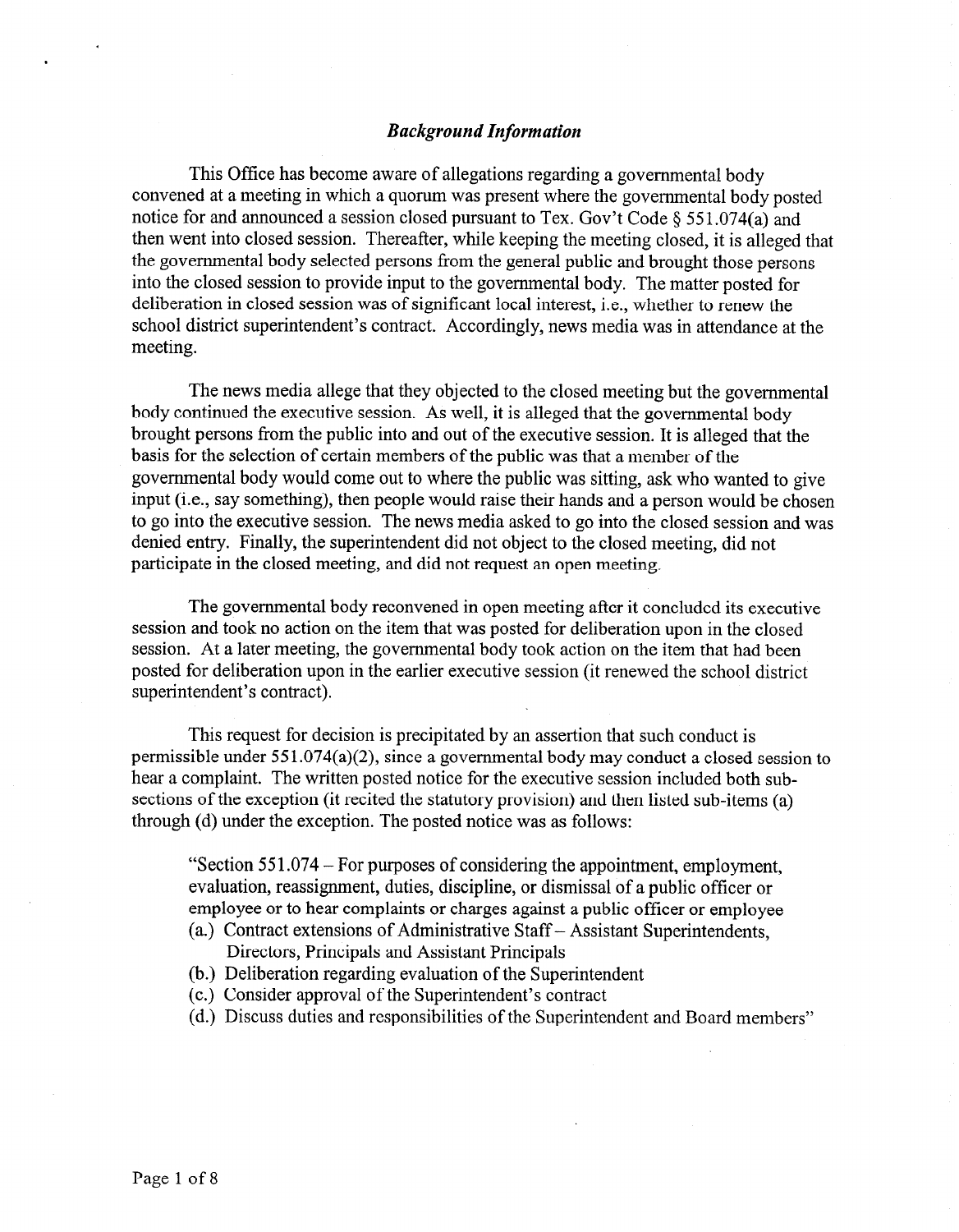## *Background Information*

This Office has become aware of allegations regarding a governmental body convened at a meeting in which a quorum was present where the governmental body posted notice for and announced a session closed pursuant to Tex. Gov't Code § 551.074(a) and then went into closed session. Thereafter, while keeping the meeting closed, it is alleged that the governmental body selected persons from the general public and brought those persons into the closed session to provide input to the governmental body. The matter posted for deliberation in closed session was of significant local interest, i.e., whether to renew the school district superintendent's contract. Accordingly, news media was in attendance at the meeting.

The news media allege that they objected to the closed meeting but the governmental body continued the executive session. As well, it is alleged that the governmental body brought persons from the public into and out of the executive session. It is alleged that the basis for the selection of certain members of the public was that a member of the governmental body would come out to where the public was sitting, ask who wanted to give input (i.e., say something), then people would raise their hands and a person would be chosen to go into the executive session. The news media asked to go into the closed session and was denied entry. Finally, the superintendent did not object to the closed meeting, did not participate in the closed meeting, and did not request an open meeting.

The governmental body reconvened in open meeting after it concluded its executive session and took no action on the item that was posted for deliberation upon in the closed session. At a later meeting, the governmental body took action on the item that had been posted for deliberation upon in the earlier executive session (it renewed the school district superintendent's contract).

This request for decision is precipitated by an assertion that such conduct is permissible under 551.074(a)(2), since a governmental body may conduct a closed session to hear a complaint. The written posted notice for the executive session included both sub-sections of the exception (it recited the statutory provision) and then listed sub-items (a) through (d) under the exception. The posted notice was as follows:

> "Section 551.074 – For purposes of considering the appointment, employment, evaluation, reassignment, duties, discipline, or dismissal of a public officer or employee or to hear complaints or charges against a public officer or employee
> (a.) Contract extensions of Administrative Staff – Assistant Superintendents, Directors, Principals and Assistant Principals
> (b.) Deliberation regarding evaluation of the Superintendent
> (c.) Consider approval of the Superintendent's contract
> (d.) Discuss duties and responsibilities of the Superintendent and Board members"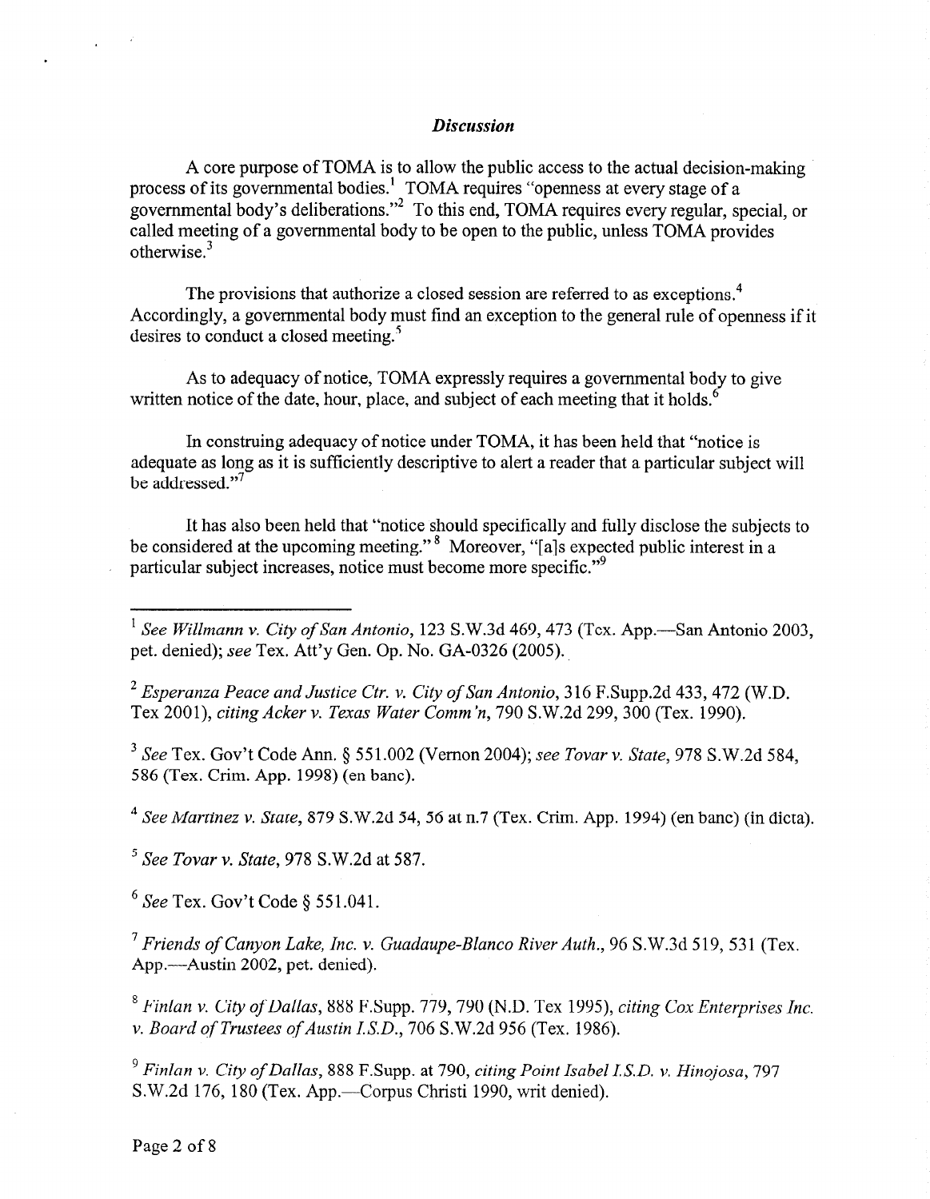### *Discussion*

A core purpose of TOMA is to allow the public access to the actual decision-making process of its governmental bodies.[1] TOMA requires "openness at every stage of a governmental body's deliberations."[2] To this end, TOMA requires every regular, special, or called meeting of a governmental body to be open to the public, unless TOMA provides otherwise.[3]

The provisions that authorize a closed session are referred to as exceptions.[4] Accordingly, a governmental body must find an exception to the general rule of openness if it desires to conduct a closed meeting.[5]

As to adequacy of notice, TOMA expressly requires a governmental body to give written notice of the date, hour, place, and subject of each meeting that it holds.[6]

In construing adequacy of notice under TOMA, it has been held that "notice is adequate as long as it is sufficiently descriptive to alert a reader that a particular subject will be addressed."[7]

It has also been held that "notice should specifically and fully disclose the subjects to be considered at the upcoming meeting."[8] Moreover, "[a]s expected public interest in a particular subject increases, notice must become more specific."[9]

---

[1] *See Willmann v. City of San Antonio*, 123 S.W.3d 469, 473 (Tex. App.—San Antonio 2003, pet. denied); *see* Tex. Att'y Gen. Op. No. GA-0326 (2005).

[2] *Esperanza Peace and Justice Ctr. v. City of San Antonio*, 316 F.Supp.2d 433, 472 (W.D. Tex 2001), *citing Acker v. Texas Water Comm'n*, 790 S.W.2d 299, 300 (Tex. 1990).

[3] *See* Tex. Gov't Code Ann. § 551.002 (Vernon 2004); *see Tovar v. State*, 978 S.W.2d 584, 586 (Tex. Crim. App. 1998) (en banc).

[4] *See Martinez v. State*, 879 S.W.2d 54, 56 at n.7 (Tex. Crim. App. 1994) (en banc) (in dicta).

[5] *See Tovar v. State*, 978 S.W.2d at 587.

[6] *See* Tex. Gov't Code § 551.041.

[7] *Friends of Canyon Lake, Inc. v. Guadaupe-Blanco River Auth.*, 96 S.W.3d 519, 531 (Tex. App.—Austin 2002, pet. denied).

[8] *Finlan v. City of Dallas*, 888 F.Supp. 779, 790 (N.D. Tex 1995), *citing Cox Enterprises Inc. v. Board of Trustees of Austin I.S.D.*, 706 S.W.2d 956 (Tex. 1986).

[9] *Finlan v. City of Dallas*, 888 F.Supp. at 790, *citing Point Isabel I.S.D. v. Hinojosa*, 797 S.W.2d 176, 180 (Tex. App.—Corpus Christi 1990, writ denied).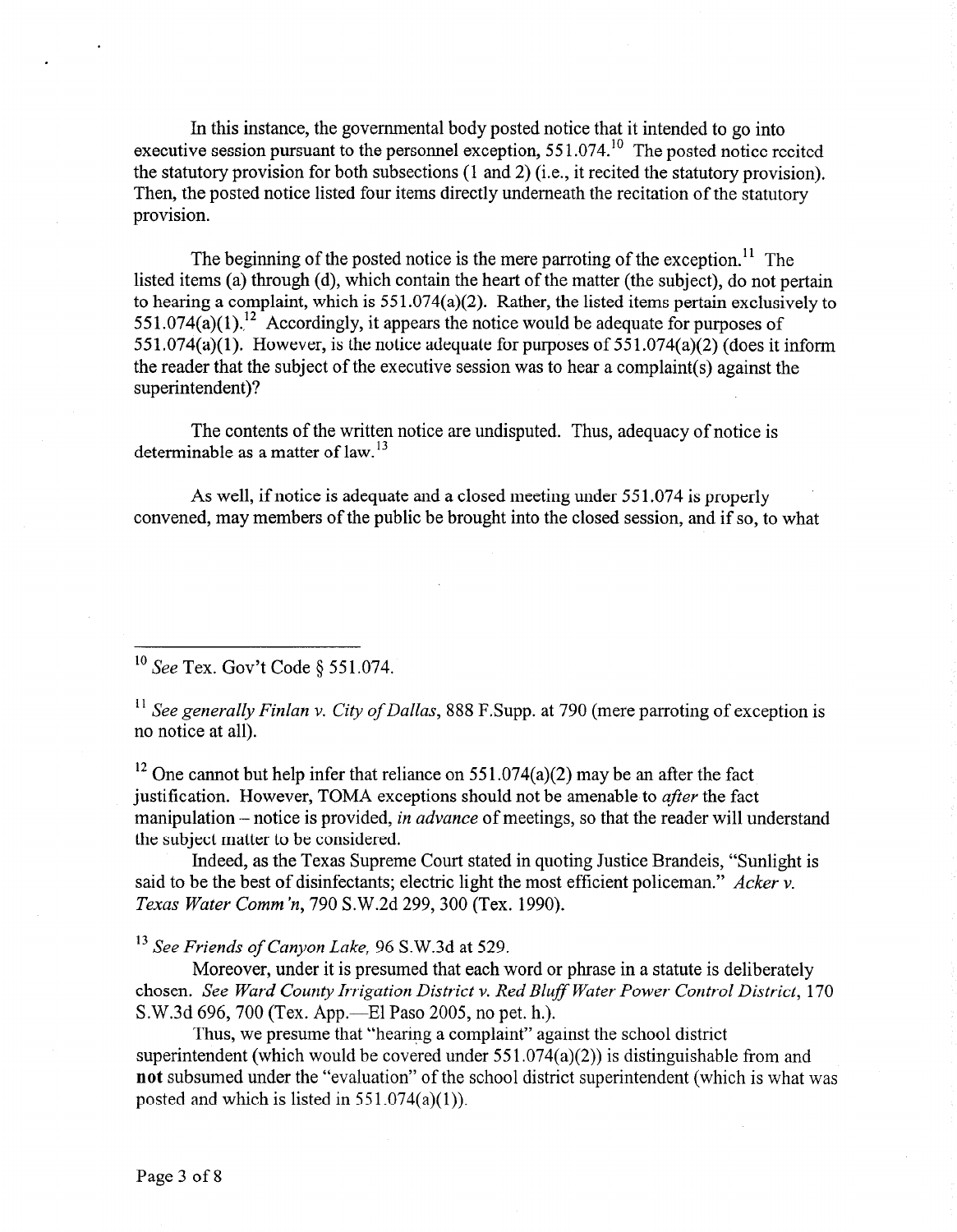In this instance, the governmental body posted notice that it intended to go into executive session pursuant to the personnel exception, 551.074.[10] The posted notice recited the statutory provision for both subsections (1 and 2) (i.e., it recited the statutory provision). Then, the posted notice listed four items directly underneath the recitation of the statutory provision.

The beginning of the posted notice is the mere parroting of the exception.[11] The listed items (a) through (d), which contain the heart of the matter (the subject), do not pertain to hearing a complaint, which is 551.074(a)(2). Rather, the listed items pertain exclusively to 551.074(a)(1).[12] Accordingly, it appears the notice would be adequate for purposes of 551.074(a)(1). However, is the notice adequate for purposes of 551.074(a)(2) (does it inform the reader that the subject of the executive session was to hear a complaint(s) against the superintendent)?

The contents of the written notice are undisputed. Thus, adequacy of notice is determinable as a matter of law.[13]

As well, if notice is adequate and a closed meeting under 551.074 is properly convened, may members of the public be brought into the closed session, and if so, to what

---

[10] *See* Tex. Gov't Code § 551.074.

[11] *See generally Finlan v. City of Dallas*, 888 F.Supp. at 790 (mere parroting of exception is no notice at all).

[12] One cannot but help infer that reliance on 551.074(a)(2) may be an after the fact justification. However, TOMA exceptions should not be amenable to *after* the fact manipulation – notice is provided, *in advance* of meetings, so that the reader will understand the subject matter to be considered.

Indeed, as the Texas Supreme Court stated in quoting Justice Brandeis, "Sunlight is said to be the best of disinfectants; electric light the most efficient policeman." *Acker v. Texas Water Comm'n*, 790 S.W.2d 299, 300 (Tex. 1990).

[13] *See Friends of Canyon Lake*, 96 S.W.3d at 529.

Moreover, under it is presumed that each word or phrase in a statute is deliberately chosen. *See Ward County Irrigation District v. Red Bluff Water Power Control District*, 170 S.W.3d 696, 700 (Tex. App.—El Paso 2005, no pet. h.).

Thus, we presume that "hearing a complaint" against the school district superintendent (which would be covered under 551.074(a)(2)) is distinguishable from and **not** subsumed under the "evaluation" of the school district superintendent (which is what was posted and which is listed in 551.074(a)(1)).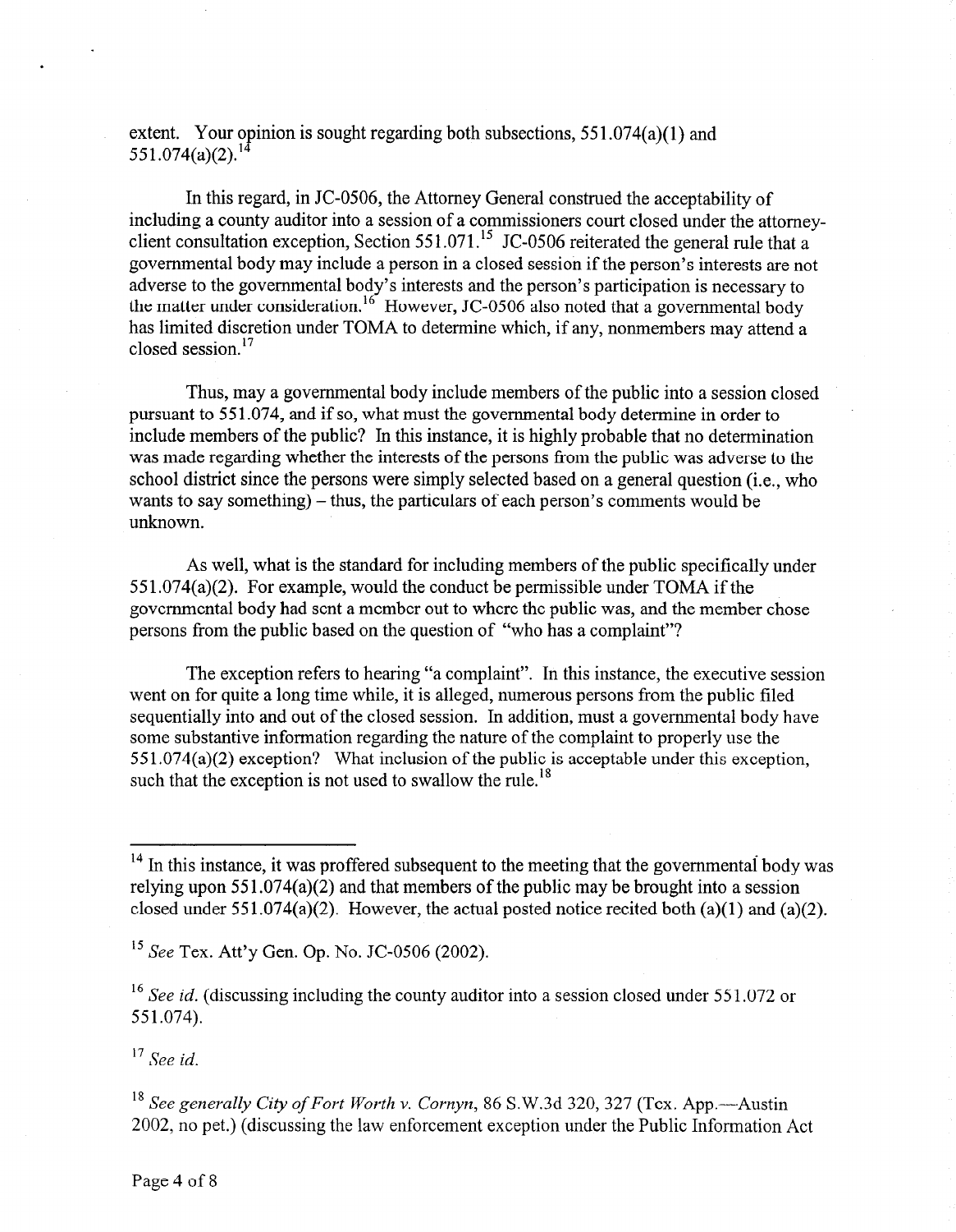extent. Your opinion is sought regarding both subsections, 551.074(a)(1) and 551.074(a)(2).[14]

In this regard, in JC-0506, the Attorney General construed the acceptability of including a county auditor into a session of a commissioners court closed under the attorney-client consultation exception, Section 551.071.[15] JC-0506 reiterated the general rule that a governmental body may include a person in a closed session if the person's interests are not adverse to the governmental body's interests and the person's participation is necessary to the matter under consideration.[16] However, JC-0506 also noted that a governmental body has limited discretion under TOMA to determine which, if any, nonmembers may attend a closed session.[17]

Thus, may a governmental body include members of the public into a session closed pursuant to 551.074, and if so, what must the governmental body determine in order to include members of the public? In this instance, it is highly probable that no determination was made regarding whether the interests of the persons from the public was adverse to the school district since the persons were simply selected based on a general question (i.e., who wants to say something) – thus, the particulars of each person's comments would be unknown.

As well, what is the standard for including members of the public specifically under 551.074(a)(2). For example, would the conduct be permissible under TOMA if the governmental body had sent a member out to where the public was, and the member chose persons from the public based on the question of "who has a complaint"?

The exception refers to hearing "a complaint". In this instance, the executive session went on for quite a long time while, it is alleged, numerous persons from the public filed sequentially into and out of the closed session. In addition, must a governmental body have some substantive information regarding the nature of the complaint to properly use the 551.074(a)(2) exception? What inclusion of the public is acceptable under this exception, such that the exception is not used to swallow the rule.[18]

---

[14] In this instance, it was proffered subsequent to the meeting that the governmental body was relying upon 551.074(a)(2) and that members of the public may be brought into a session closed under 551.074(a)(2). However, the actual posted notice recited both (a)(1) and (a)(2).

[15] *See* Tex. Att'y Gen. Op. No. JC-0506 (2002).

[16] *See id.* (discussing including the county auditor into a session closed under 551.072 or 551.074).

[17] *See id.*

[18] *See generally City of Fort Worth v. Cornyn*, 86 S.W.3d 320, 327 (Tex. App.—Austin 2002, no pet.) (discussing the law enforcement exception under the Public Information Act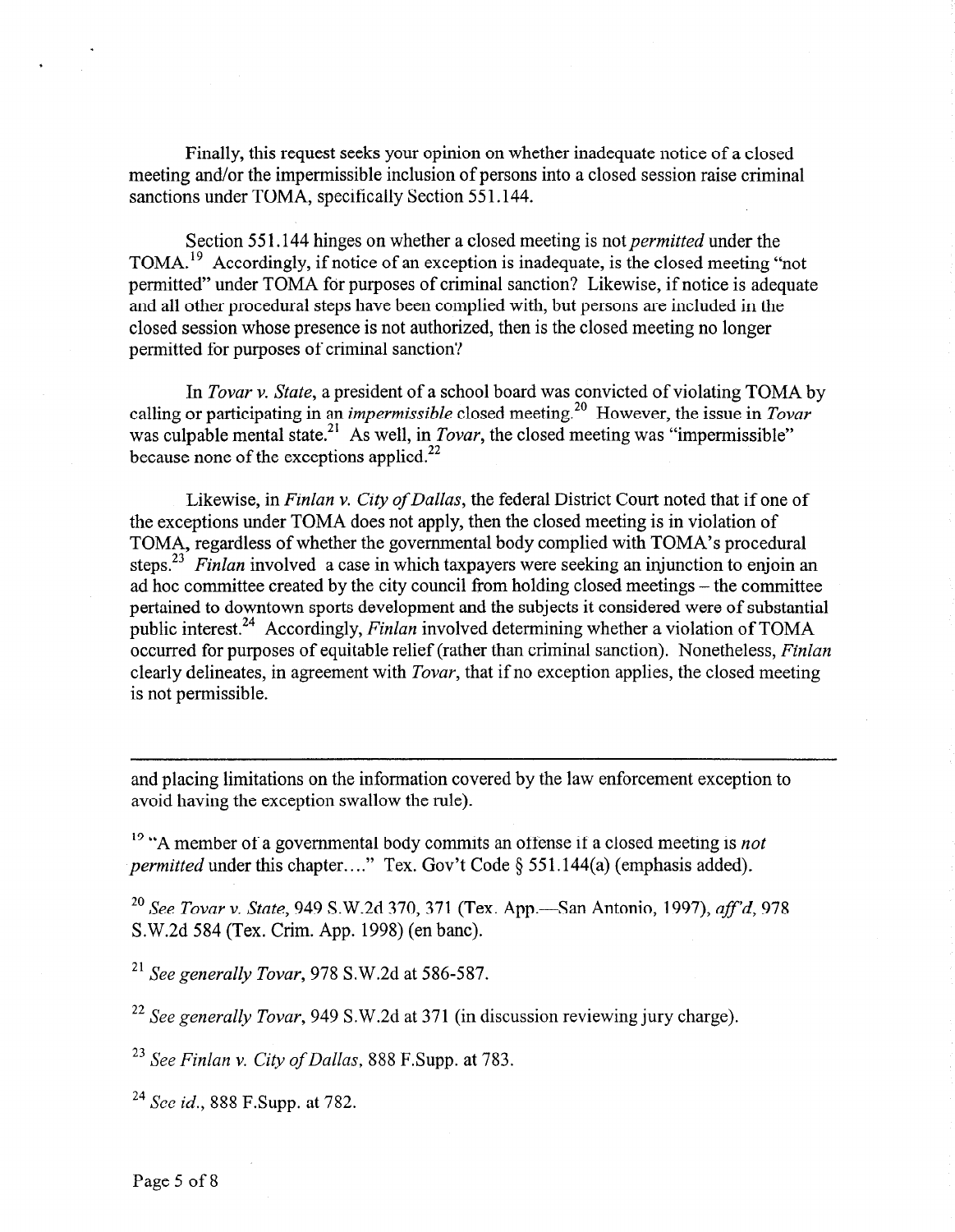Finally, this request seeks your opinion on whether inadequate notice of a closed meeting and/or the impermissible inclusion of persons into a closed session raise criminal sanctions under TOMA, specifically Section 551.144.

Section 551.144 hinges on whether a closed meeting is not *permitted* under the TOMA.[19] Accordingly, if notice of an exception is inadequate, is the closed meeting "not permitted" under TOMA for purposes of criminal sanction? Likewise, if notice is adequate and all other procedural steps have been complied with, but persons are included in the closed session whose presence is not authorized, then is the closed meeting no longer permitted for purposes of criminal sanction?

In *Tovar v. State*, a president of a school board was convicted of violating TOMA by calling or participating in an *impermissible* closed meeting.[20] However, the issue in *Tovar* was culpable mental state.[21] As well, in *Tovar*, the closed meeting was "impermissible" because none of the exceptions applied.[22]

Likewise, in *Finlan v. City of Dallas*, the federal District Court noted that if one of the exceptions under TOMA does not apply, then the closed meeting is in violation of TOMA, regardless of whether the governmental body complied with TOMA's procedural steps.[23] *Finlan* involved a case in which taxpayers were seeking an injunction to enjoin an ad hoc committee created by the city council from holding closed meetings – the committee pertained to downtown sports development and the subjects it considered were of substantial public interest.[24] Accordingly, *Finlan* involved determining whether a violation of TOMA occurred for purposes of equitable relief (rather than criminal sanction). Nonetheless, *Finlan* clearly delineates, in agreement with *Tovar*, that if no exception applies, the closed meeting is not permissible.

---

and placing limitations on the information covered by the law enforcement exception to avoid having the exception swallow the rule).

[19] "A member of a governmental body commits an offense if a closed meeting is *not permitted* under this chapter...." Tex. Gov't Code § 551.144(a) (emphasis added).

[20] *See Tovar v. State*, 949 S.W.2d 370, 371 (Tex. App.—San Antonio, 1997), *aff'd*, 978 S.W.2d 584 (Tex. Crim. App. 1998) (en banc).

[21] *See generally Tovar*, 978 S.W.2d at 586-587.

[22] *See generally Tovar*, 949 S.W.2d at 371 (in discussion reviewing jury charge).

[23] *See Finlan v. City of Dallas*, 888 F.Supp. at 783.

[24] *See id.*, 888 F.Supp. at 782.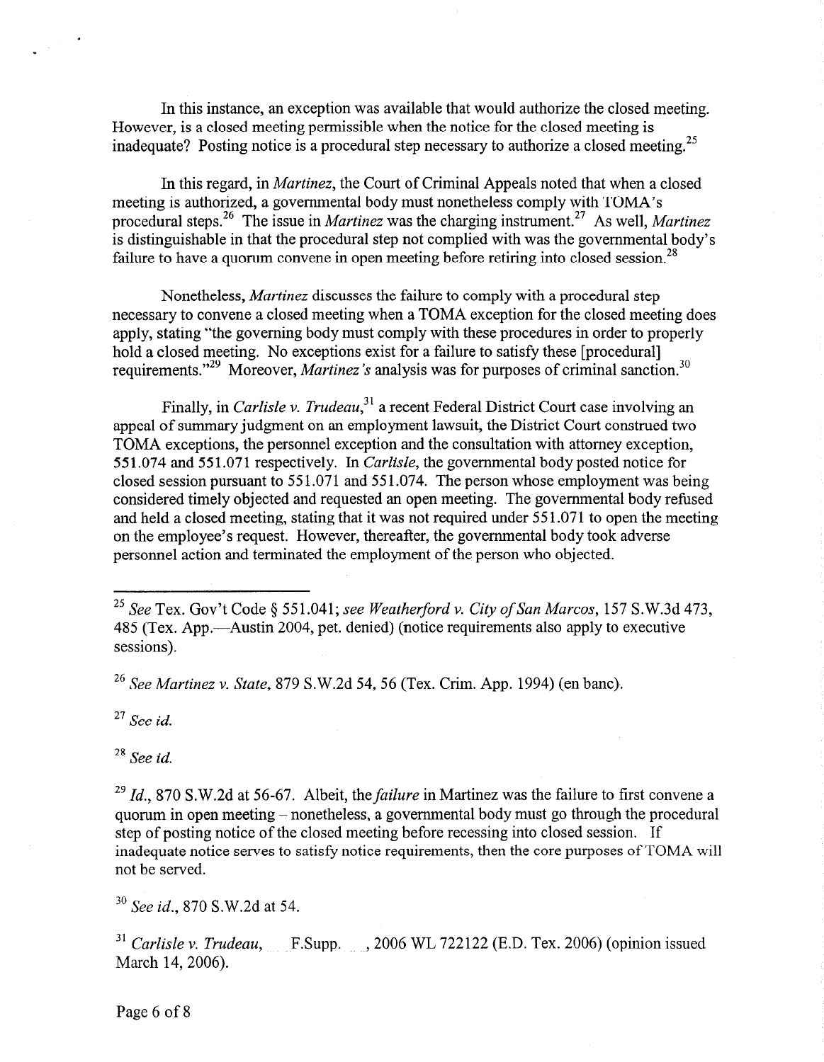In this instance, an exception was available that would authorize the closed meeting. However, is a closed meeting permissible when the notice for the closed meeting is inadequate? Posting notice is a procedural step necessary to authorize a closed meeting.[25]

In this regard, in *Martinez*, the Court of Criminal Appeals noted that when a closed meeting is authorized, a governmental body must nonetheless comply with TOMA's procedural steps.[26] The issue in *Martinez* was the charging instrument.[27] As well, *Martinez* is distinguishable in that the procedural step not complied with was the governmental body's failure to have a quorum convene in open meeting before retiring into closed session.[28]

Nonetheless, *Martinez* discusses the failure to comply with a procedural step necessary to convene a closed meeting when a TOMA exception for the closed meeting does apply, stating "the governing body must comply with these procedures in order to properly hold a closed meeting. No exceptions exist for a failure to satisfy these [procedural] requirements."[29] Moreover, *Martinez's* analysis was for purposes of criminal sanction.[30]

Finally, in *Carlisle v. Trudeau*,[31] a recent Federal District Court case involving an appeal of summary judgment on an employment lawsuit, the District Court construed two TOMA exceptions, the personnel exception and the consultation with attorney exception, 551.074 and 551.071 respectively. In *Carlisle*, the governmental body posted notice for closed session pursuant to 551.071 and 551.074. The person whose employment was being considered timely objected and requested an open meeting. The governmental body refused and held a closed meeting, stating that it was not required under 551.071 to open the meeting on the employee's request. However, thereafter, the governmental body took adverse personnel action and terminated the employment of the person who objected.

---

[25] *See* Tex. Gov't Code § 551.041; *see Weatherford v. City of San Marcos*, 157 S.W.3d 473, 485 (Tex. App.—Austin 2004, pet. denied) (notice requirements also apply to executive sessions).

[26] *See Martinez v. State*, 879 S.W.2d 54, 56 (Tex. Crim. App. 1994) (en banc).

[27] *See id.*

[28] *See id.*

[29] *Id.*, 870 S.W.2d at 56-67. Albeit, the *failure* in Martinez was the failure to first convene a quorum in open meeting – nonetheless, a governmental body must go through the procedural step of posting notice of the closed meeting before recessing into closed session. If inadequate notice serves to satisfy notice requirements, then the core purposes of TOMA will not be served.

[30] *See id.*, 870 S.W.2d at 54.

[31] *Carlisle v. Trudeau*, ___ F.Supp. ___, 2006 WL 722122 (E.D. Tex. 2006) (opinion issued March 14, 2006).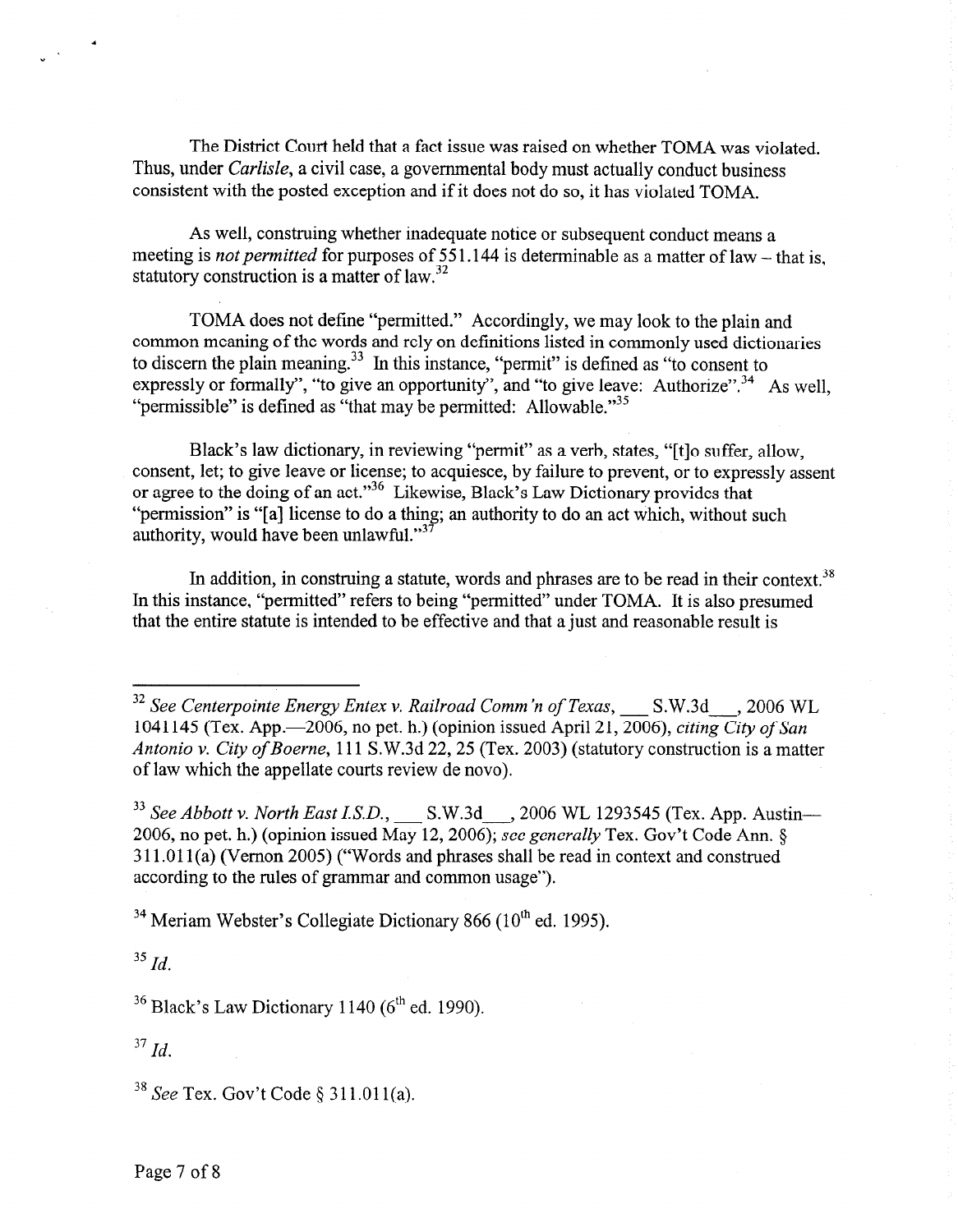The District Court held that a fact issue was raised on whether TOMA was violated. Thus, under *Carlisle*, a civil case, a governmental body must actually conduct business consistent with the posted exception and if it does not do so, it has violated TOMA.

As well, construing whether inadequate notice or subsequent conduct means a meeting is *not permitted* for purposes of 551.144 is determinable as a matter of law – that is, statutory construction is a matter of law.[32]

TOMA does not define "permitted." Accordingly, we may look to the plain and common meaning of the words and rely on definitions listed in commonly used dictionaries to discern the plain meaning.[33] In this instance, "permit" is defined as "to consent to expressly or formally", "to give an opportunity", and "to give leave: Authorize".[34] As well, "permissible" is defined as "that may be permitted: Allowable."[35]

Black's law dictionary, in reviewing "permit" as a verb, states, "[t]o suffer, allow, consent, let; to give leave or license; to acquiesce, by failure to prevent, or to expressly assent or agree to the doing of an act."[36] Likewise, Black's Law Dictionary provides that "permission" is "[a] license to do a thing; an authority to do an act which, without such authority, would have been unlawful."[37]

In addition, in construing a statute, words and phrases are to be read in their context.[38] In this instance, "permitted" refers to being "permitted" under TOMA. It is also presumed that the entire statute is intended to be effective and that a just and reasonable result is

---

[32] *See Centerpointe Energy Entex v. Railroad Comm'n of Texas*, ___ S.W.3d___, 2006 WL 1041145 (Tex. App.—2006, no pet. h.) (opinion issued April 21, 2006), *citing City of San Antonio v. City of Boerne*, 111 S.W.3d 22, 25 (Tex. 2003) (statutory construction is a matter of law which the appellate courts review de novo).

[33] *See Abbott v. North East I.S.D.*, ___ S.W.3d___, 2006 WL 1293545 (Tex. App. Austin—2006, no pet. h.) (opinion issued May 12, 2006); *see generally* Tex. Gov't Code Ann. § 311.011(a) (Vernon 2005) ("Words and phrases shall be read in context and construed according to the rules of grammar and common usage").

[34] Meriam Webster's Collegiate Dictionary 866 (10th ed. 1995).

[35] *Id.*

[36] Black's Law Dictionary 1140 (6th ed. 1990).

[37] *Id.*

[38] *See* Tex. Gov't Code § 311.011(a).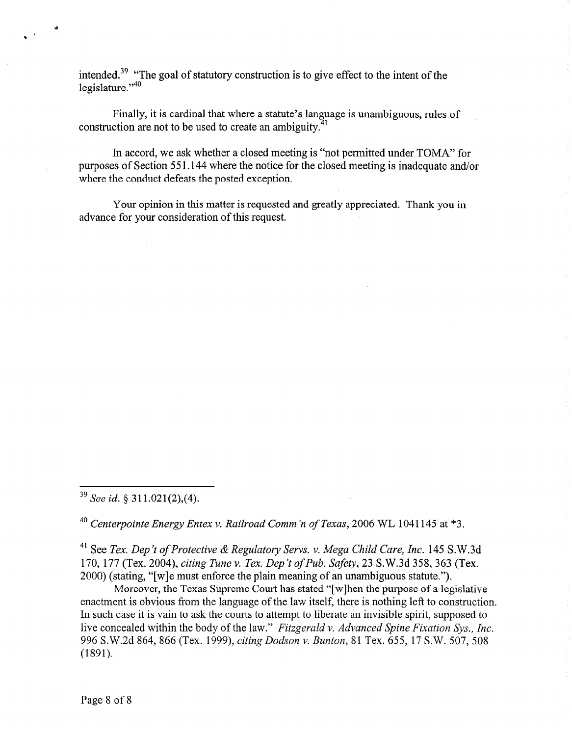intended.[39] "The goal of statutory construction is to give effect to the intent of the legislature."[40]

Finally, it is cardinal that where a statute's language is unambiguous, rules of construction are not to be used to create an ambiguity.[41]

In accord, we ask whether a closed meeting is "not permitted under TOMA" for purposes of Section 551.144 where the notice for the closed meeting is inadequate and/or where the conduct defeats the posted exception.

Your opinion in this matter is requested and greatly appreciated. Thank you in advance for your consideration of this request.

---

[39] *See id.* § 311.021(2),(4).

[40] *Centerpointe Energy Entex v. Railroad Comm'n of Texas*, 2006 WL 1041145 at *3.

[41] See *Tex. Dep't of Protective & Regulatory Servs. v. Mega Child Care, Inc.* 145 S.W.3d 170, 177 (Tex. 2004), *citing Tune v. Tex. Dep't of Pub. Safety*, 23 S.W.3d 358, 363 (Tex. 2000) (stating, "[w]e must enforce the plain meaning of an unambiguous statute.").

Moreover, the Texas Supreme Court has stated "[w]hen the purpose of a legislative enactment is obvious from the language of the law itself, there is nothing left to construction. In such case it is vain to ask the courts to attempt to liberate an invisible spirit, supposed to live concealed within the body of the law." *Fitzgerald v. Advanced Spine Fixation Sys., Inc.* 996 S.W.2d 864, 866 (Tex. 1999), *citing Dodson v. Bunton*, 81 Tex. 655, 17 S.W. 507, 508 (1891).